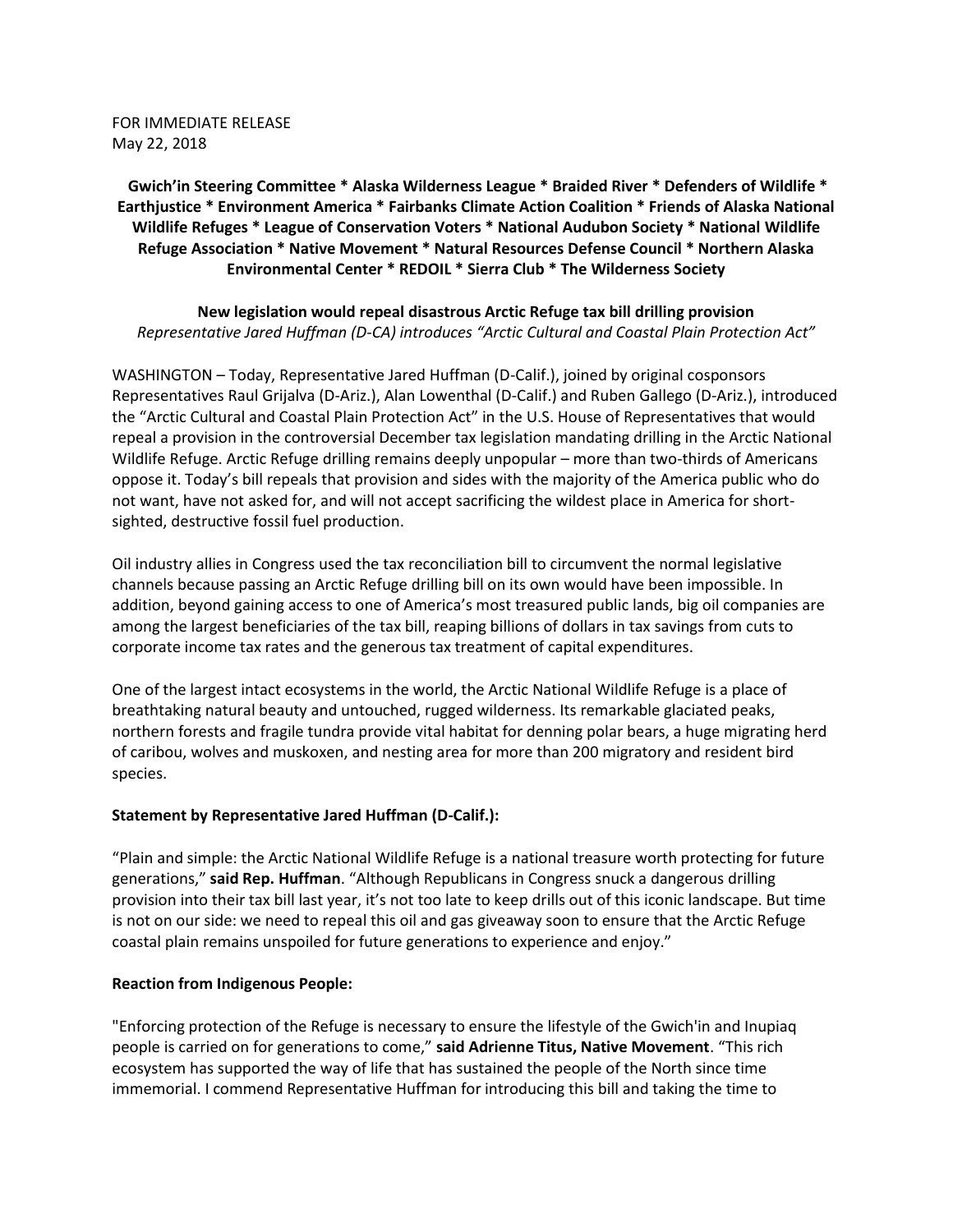FOR IMMEDIATE RELEASE
May 22, 2018

**Gwich'in Steering Committee * Alaska Wilderness League * Braided River * Defenders of Wildlife * Earthjustice * Environment America * Fairbanks Climate Action Coalition * Friends of Alaska National Wildlife Refuges * League of Conservation Voters * National Audubon Society * National Wildlife Refuge Association * Native Movement * Natural Resources Defense Council * Northern Alaska Environmental Center * REDOIL * Sierra Club * The Wilderness Society**

**New legislation would repeal disastrous Arctic Refuge tax bill drilling provision**
*Representative Jared Huffman (D-CA) introduces "Arctic Cultural and Coastal Plain Protection Act"*

WASHINGTON – Today, Representative Jared Huffman (D-Calif.), joined by original cosponsors Representatives Raul Grijalva (D-Ariz.), Alan Lowenthal (D-Calif.) and Ruben Gallego (D-Ariz.), introduced the "Arctic Cultural and Coastal Plain Protection Act" in the U.S. House of Representatives that would repeal a provision in the controversial December tax legislation mandating drilling in the Arctic National Wildlife Refuge. Arctic Refuge drilling remains deeply unpopular – more than two-thirds of Americans oppose it. Today's bill repeals that provision and sides with the majority of the America public who do not want, have not asked for, and will not accept sacrificing the wildest place in America for short-sighted, destructive fossil fuel production.

Oil industry allies in Congress used the tax reconciliation bill to circumvent the normal legislative channels because passing an Arctic Refuge drilling bill on its own would have been impossible. In addition, beyond gaining access to one of America's most treasured public lands, big oil companies are among the largest beneficiaries of the tax bill, reaping billions of dollars in tax savings from cuts to corporate income tax rates and the generous tax treatment of capital expenditures.

One of the largest intact ecosystems in the world, the Arctic National Wildlife Refuge is a place of breathtaking natural beauty and untouched, rugged wilderness. Its remarkable glaciated peaks, northern forests and fragile tundra provide vital habitat for denning polar bears, a huge migrating herd of caribou, wolves and muskoxen, and nesting area for more than 200 migratory and resident bird species.

**Statement by Representative Jared Huffman (D-Calif.):**

"Plain and simple: the Arctic National Wildlife Refuge is a national treasure worth protecting for future generations," **said Rep. Huffman**. "Although Republicans in Congress snuck a dangerous drilling provision into their tax bill last year, it's not too late to keep drills out of this iconic landscape. But time is not on our side: we need to repeal this oil and gas giveaway soon to ensure that the Arctic Refuge coastal plain remains unspoiled for future generations to experience and enjoy."

**Reaction from Indigenous People:**

"Enforcing protection of the Refuge is necessary to ensure the lifestyle of the Gwich'in and Inupiaq people is carried on for generations to come," **said Adrienne Titus, Native Movement**. "This rich ecosystem has supported the way of life that has sustained the people of the North since time immemorial. I commend Representative Huffman for introducing this bill and taking the time to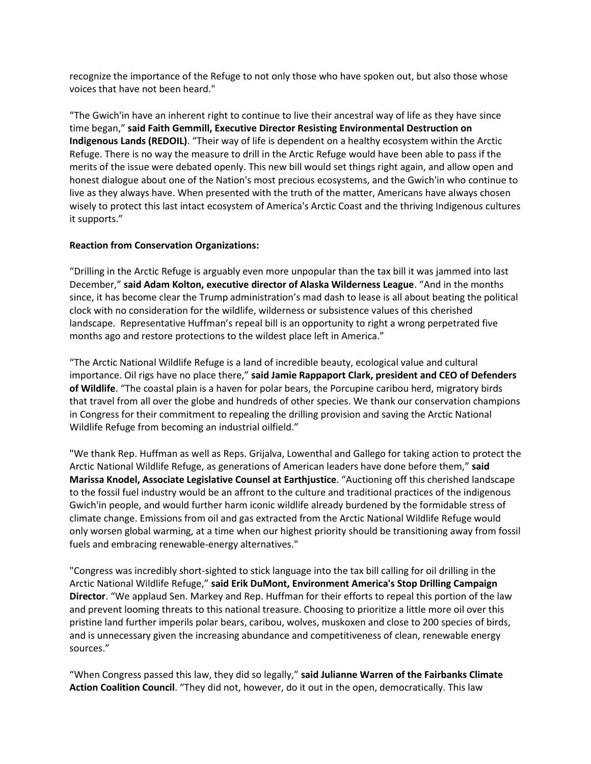recognize the importance of the Refuge to not only those who have spoken out, but also those whose voices that have not been heard."

“The Gwich'in have an inherent right to continue to live their ancestral way of life as they have since time began,” **said Faith Gemmill, Executive Director Resisting Environmental Destruction on Indigenous Lands (REDOIL)**. “Their way of life is dependent on a healthy ecosystem within the Arctic Refuge. There is no way the measure to drill in the Arctic Refuge would have been able to pass if the merits of the issue were debated openly. This new bill would set things right again, and allow open and honest dialogue about one of the Nation's most precious ecosystems, and the Gwich'in who continue to live as they always have. When presented with the truth of the matter, Americans have always chosen wisely to protect this last intact ecosystem of America's Arctic Coast and the thriving Indigenous cultures it supports.”

**Reaction from Conservation Organizations:**

“Drilling in the Arctic Refuge is arguably even more unpopular than the tax bill it was jammed into last December,” **said Adam Kolton, executive director of Alaska Wilderness League**. “And in the months since, it has become clear the Trump administration’s mad dash to lease is all about beating the political clock with no consideration for the wildlife, wilderness or subsistence values of this cherished landscape. Representative Huffman’s repeal bill is an opportunity to right a wrong perpetrated five months ago and restore protections to the wildest place left in America.”

“The Arctic National Wildlife Refuge is a land of incredible beauty, ecological value and cultural importance. Oil rigs have no place there,” **said Jamie Rappaport Clark, president and CEO of Defenders of Wildlife**. “The coastal plain is a haven for polar bears, the Porcupine caribou herd, migratory birds that travel from all over the globe and hundreds of other species. We thank our conservation champions in Congress for their commitment to repealing the drilling provision and saving the Arctic National Wildlife Refuge from becoming an industrial oilfield.”

"We thank Rep. Huffman as well as Reps. Grijalva, Lowenthal and Gallego for taking action to protect the Arctic National Wildlife Refuge, as generations of American leaders have done before them,” **said Marissa Knodel, Associate Legislative Counsel at Earthjustice**. “Auctioning off this cherished landscape to the fossil fuel industry would be an affront to the culture and traditional practices of the indigenous Gwich'in people, and would further harm iconic wildlife already burdened by the formidable stress of climate change. Emissions from oil and gas extracted from the Arctic National Wildlife Refuge would only worsen global warming, at a time when our highest priority should be transitioning away from fossil fuels and embracing renewable-energy alternatives."

"Congress was incredibly short-sighted to stick language into the tax bill calling for oil drilling in the Arctic National Wildlife Refuge,” **said Erik DuMont, Environment America's Stop Drilling Campaign Director**. “We applaud Sen. Markey and Rep. Huffman for their efforts to repeal this portion of the law and prevent looming threats to this national treasure. Choosing to prioritize a little more oil over this pristine land further imperils polar bears, caribou, wolves, muskoxen and close to 200 species of birds, and is unnecessary given the increasing abundance and competitiveness of clean, renewable energy sources.”

“When Congress passed this law, they did so legally,” **said Julianne Warren of the Fairbanks Climate Action Coalition Council**. “They did not, however, do it out in the open, democratically. This law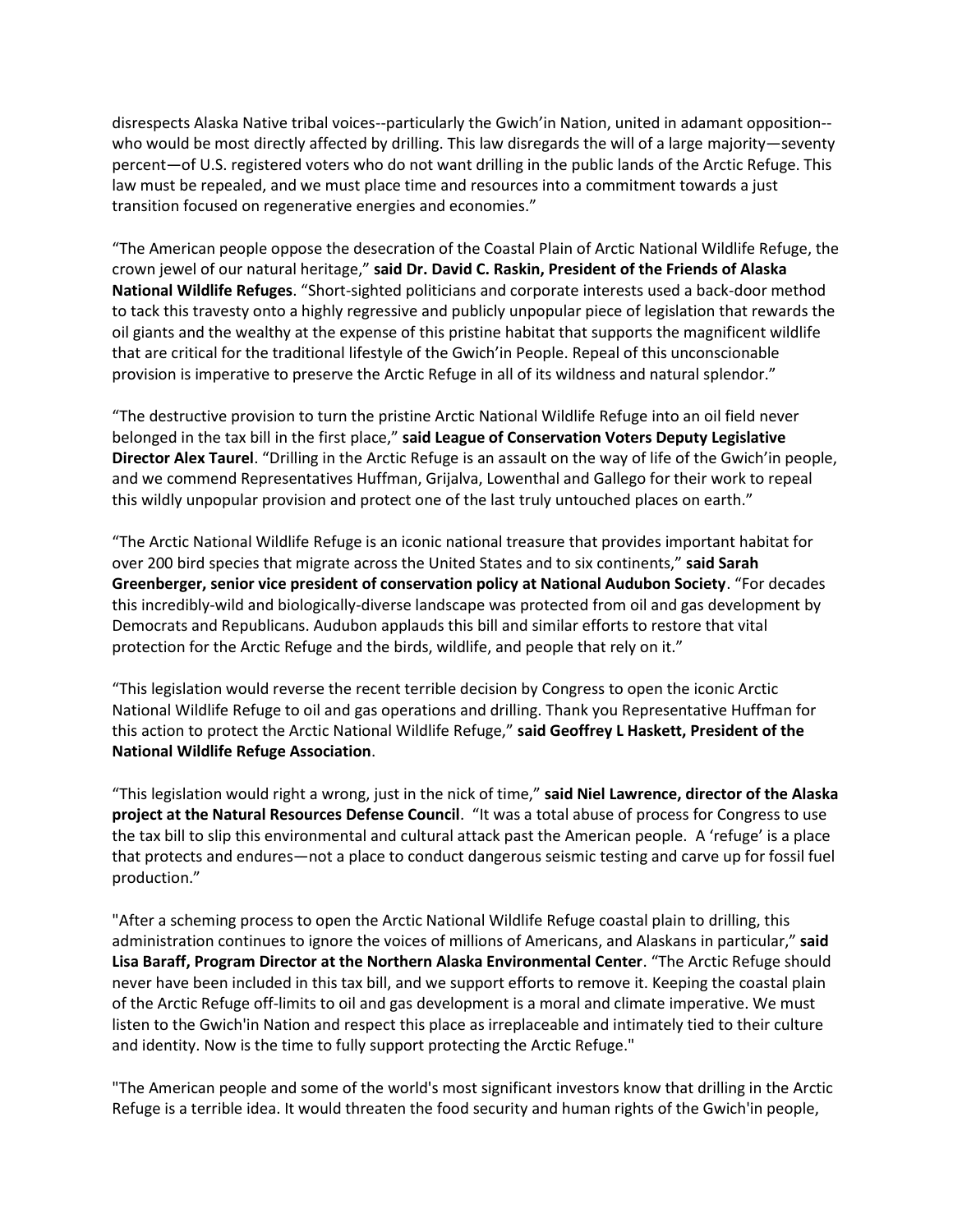disrespects Alaska Native tribal voices--particularly the Gwich'in Nation, united in adamant opposition--who would be most directly affected by drilling. This law disregards the will of a large majority—seventy percent—of U.S. registered voters who do not want drilling in the public lands of the Arctic Refuge. This law must be repealed, and we must place time and resources into a commitment towards a just transition focused on regenerative energies and economies."

"The American people oppose the desecration of the Coastal Plain of Arctic National Wildlife Refuge, the crown jewel of our natural heritage," **said Dr. David C. Raskin, President of the Friends of Alaska National Wildlife Refuges**. "Short-sighted politicians and corporate interests used a back-door method to tack this travesty onto a highly regressive and publicly unpopular piece of legislation that rewards the oil giants and the wealthy at the expense of this pristine habitat that supports the magnificent wildlife that are critical for the traditional lifestyle of the Gwich'in People. Repeal of this unconscionable provision is imperative to preserve the Arctic Refuge in all of its wildness and natural splendor."

"The destructive provision to turn the pristine Arctic National Wildlife Refuge into an oil field never belonged in the tax bill in the first place," **said League of Conservation Voters Deputy Legislative Director Alex Taurel**. "Drilling in the Arctic Refuge is an assault on the way of life of the Gwich'in people, and we commend Representatives Huffman, Grijalva, Lowenthal and Gallego for their work to repeal this wildly unpopular provision and protect one of the last truly untouched places on earth."

"The Arctic National Wildlife Refuge is an iconic national treasure that provides important habitat for over 200 bird species that migrate across the United States and to six continents," **said Sarah Greenberger, senior vice president of conservation policy at National Audubon Society**. "For decades this incredibly-wild and biologically-diverse landscape was protected from oil and gas development by Democrats and Republicans. Audubon applauds this bill and similar efforts to restore that vital protection for the Arctic Refuge and the birds, wildlife, and people that rely on it."

"This legislation would reverse the recent terrible decision by Congress to open the iconic Arctic National Wildlife Refuge to oil and gas operations and drilling. Thank you Representative Huffman for this action to protect the Arctic National Wildlife Refuge," **said Geoffrey L Haskett, President of the National Wildlife Refuge Association**.

"This legislation would right a wrong, just in the nick of time," **said Niel Lawrence, director of the Alaska project at the Natural Resources Defense Council**. "It was a total abuse of process for Congress to use the tax bill to slip this environmental and cultural attack past the American people. A 'refuge' is a place that protects and endures—not a place to conduct dangerous seismic testing and carve up for fossil fuel production."

"After a scheming process to open the Arctic National Wildlife Refuge coastal plain to drilling, this administration continues to ignore the voices of millions of Americans, and Alaskans in particular," **said Lisa Baraff, Program Director at the Northern Alaska Environmental Center**. "The Arctic Refuge should never have been included in this tax bill, and we support efforts to remove it. Keeping the coastal plain of the Arctic Refuge off-limits to oil and gas development is a moral and climate imperative. We must listen to the Gwich'in Nation and respect this place as irreplaceable and intimately tied to their culture and identity. Now is the time to fully support protecting the Arctic Refuge."

"The American people and some of the world's most significant investors know that drilling in the Arctic Refuge is a terrible idea. It would threaten the food security and human rights of the Gwich'in people,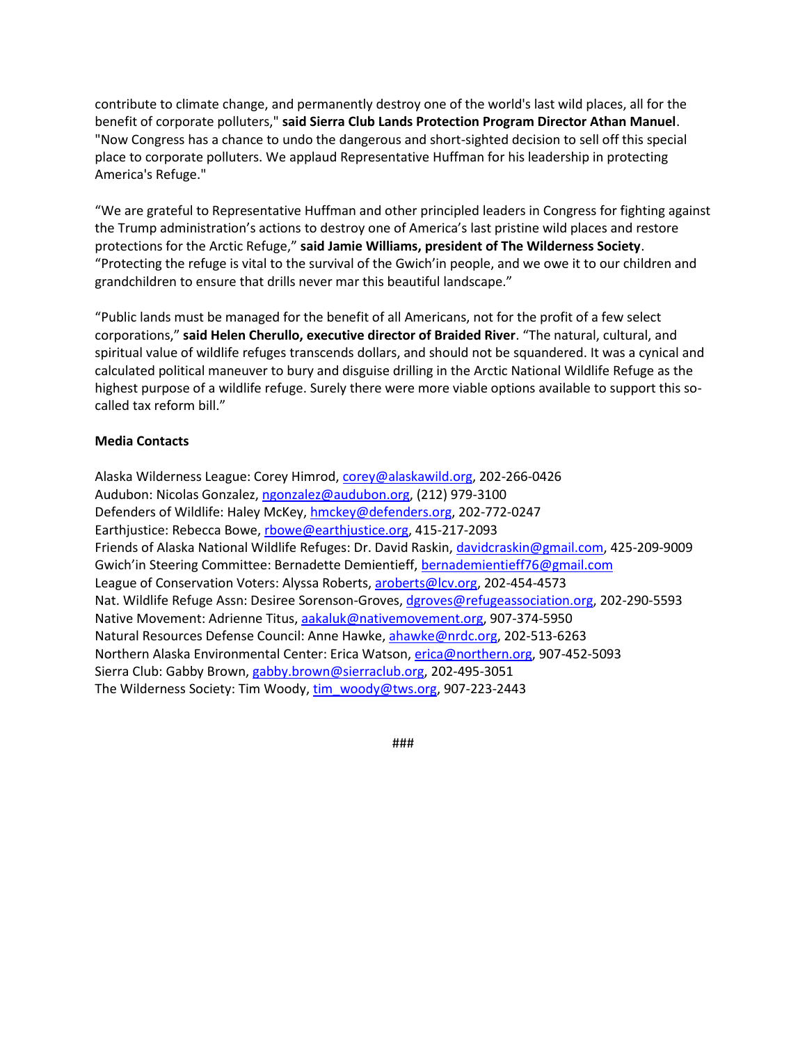contribute to climate change, and permanently destroy one of the world's last wild places, all for the benefit of corporate polluters," **said Sierra Club Lands Protection Program Director Athan Manuel**. "Now Congress has a chance to undo the dangerous and short-sighted decision to sell off this special place to corporate polluters. We applaud Representative Huffman for his leadership in protecting America's Refuge."

“We are grateful to Representative Huffman and other principled leaders in Congress for fighting against the Trump administration’s actions to destroy one of America’s last pristine wild places and restore protections for the Arctic Refuge,” **said Jamie Williams, president of The Wilderness Society**. “Protecting the refuge is vital to the survival of the Gwich’in people, and we owe it to our children and grandchildren to ensure that drills never mar this beautiful landscape.”

“Public lands must be managed for the benefit of all Americans, not for the profit of a few select corporations,” **said Helen Cherullo, executive director of Braided River**. “The natural, cultural, and spiritual value of wildlife refuges transcends dollars, and should not be squandered. It was a cynical and calculated political maneuver to bury and disguise drilling in the Arctic National Wildlife Refuge as the highest purpose of a wildlife refuge. Surely there were more viable options available to support this so-called tax reform bill.”

**Media Contacts**

Alaska Wilderness League: Corey Himrod, corey@alaskawild.org, 202-266-0426
Audubon: Nicolas Gonzalez, ngonzalez@audubon.org, (212) 979-3100
Defenders of Wildlife: Haley McKey, hmckey@defenders.org, 202-772-0247
Earthjustice: Rebecca Bowe, rbowe@earthjustice.org, 415-217-2093
Friends of Alaska National Wildlife Refuges: Dr. David Raskin, davidcraskin@gmail.com, 425-209-9009
Gwich’in Steering Committee: Bernadette Demientieff, bernademientieff76@gmail.com
League of Conservation Voters: Alyssa Roberts, aroberts@lcv.org, 202-454-4573
Nat. Wildlife Refuge Assn: Desiree Sorenson-Groves, dgroves@refugeassociation.org, 202-290-5593
Native Movement: Adrienne Titus, aakaluk@nativemovement.org, 907-374-5950
Natural Resources Defense Council: Anne Hawke, ahawke@nrdc.org, 202-513-6263
Northern Alaska Environmental Center: Erica Watson, erica@northern.org, 907-452-5093
Sierra Club: Gabby Brown, gabby.brown@sierraclub.org, 202-495-3051
The Wilderness Society: Tim Woody, tim_woody@tws.org, 907-223-2443

###